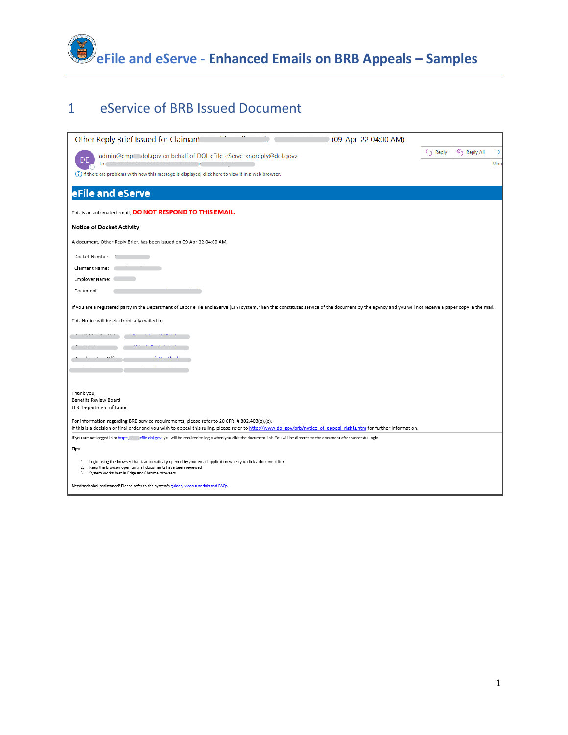# eFile and eServe - Enhanced Emails on BRB Appeals – Samples

## 1 eService of BRB Issued Document

Other Reply Brief Issued for Claimant - _(09-Apr-22 04:00 AM)

admin@cmp dol.gov on behalf of DOL eFile-eServe <noreply@dol.gov>

To

If there are problems with how this message is displayed, click here to view it in a web browser.

**eFile and eServe**

This is an automated email; **DO NOT RESPOND TO THIS EMAIL.**

**Notice of Docket Activity**

A document, Other Reply Brief, has been issued on 09-Apr-22 04:00 AM.

Docket Number:

Claimant Name:

Employer Name:

Document:

If you are a registered party in the Department of Labor eFile and eServe (EFS) system, then this constitutes service of the document by the agency and you will not receive a paper copy in the mail.

This Notice will be electronically mailed to:

Thank you,
Benefits Review Board
U.S. Department of Labor

For information regarding BRB service requirements, please refer to 20 CFR -§ 802.403(b),(c).
If this is a decision or final order and you wish to appeal this ruling, please refer to http://www.dol.gov/brb/notice_of_appeal_rights.htm for further information.

If you are not logged in at https:// efile.dol.gov, you will be required to login when you click the document link. You will be directed to the document after successful login.

Tips:

1. Login using the browser that is automatically opened by your email application when you click a document link
2. Keep the browser open until all documents have been reviewed
3. System works best in Edge and Chrome browsers

Need technical assistance? Please refer to the system's guides, video tutorials and FAQs.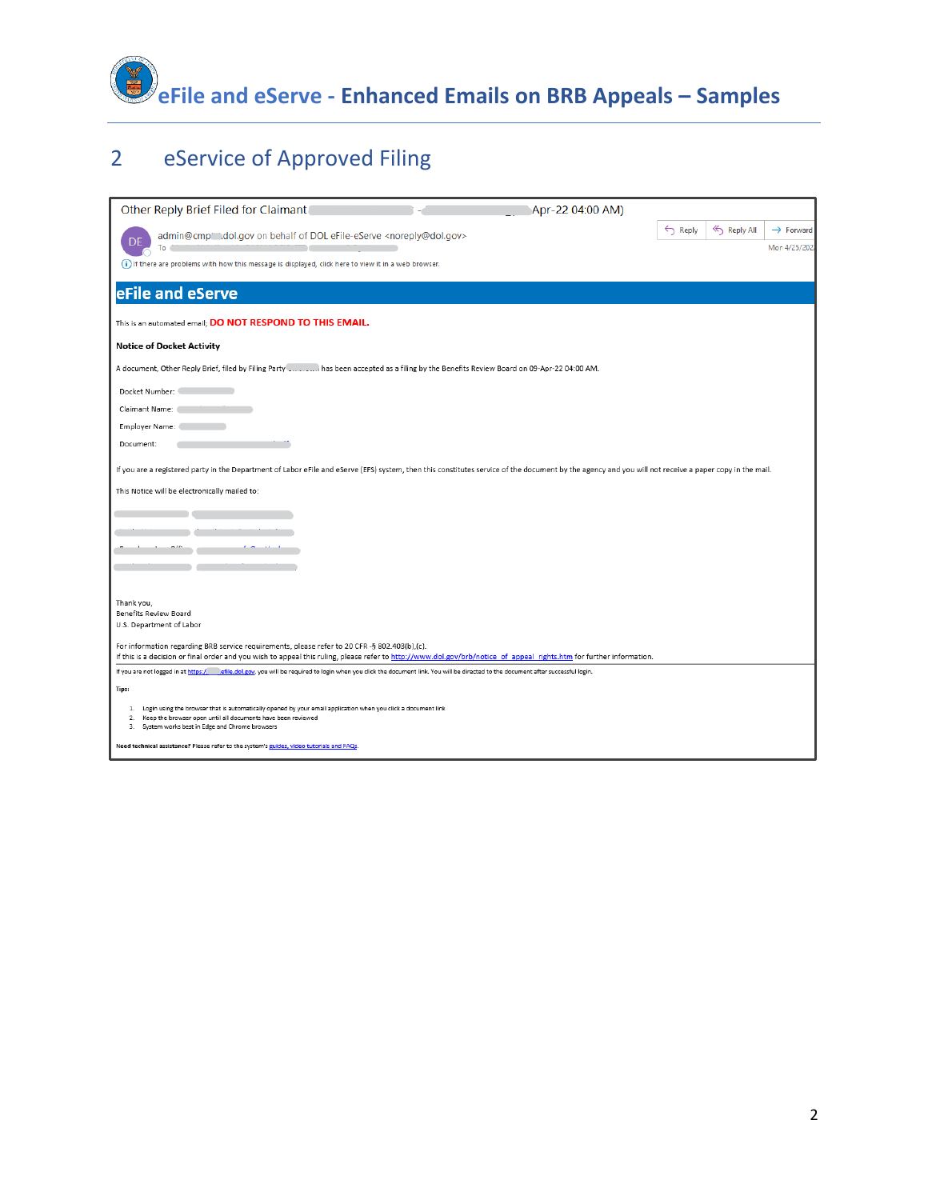# eFile and eServe - Enhanced Emails on BRB Appeals – Samples

## 2 eService of Approved Filing

Other Reply Brief Filed for Claimant - Apr-22 04:00 AM)

admin@cmp .dol.gov on behalf of DOL eFile-eServe <noreply@dol.gov>

To

Reply | Reply All | Forward

Mon 4/25/202

If there are problems with how this message is displayed, click here to view it in a web browser.

**eFile and eServe**

This is an automated email; **DO NOT RESPOND TO THIS EMAIL.**

**Notice of Docket Activity**

A document, Other Reply Brief, filed by Filing Party has been accepted as a filing by the Benefits Review Board on 09-Apr-22 04:00 AM.

Docket Number:

Claimant Name:

Employer Name:

Document:

If you are a registered party in the Department of Labor eFile and eServe (EFS) system, then this constitutes service of the document by the agency and you will not receive a paper copy in the mail.

This Notice will be electronically mailed to:

Thank you,
Benefits Review Board
U.S. Department of Labor

For information regarding BRB service requirements, please refer to 20 CFR -§ 802.403(b),(c).
If this is a decision or final order and you wish to appeal this ruling, please refer to http://www.dol.gov/brb/notice_of_appeal_rights.htm for further information.

If you are not logged in at https:// efile.dol.gov, you will be required to login when you click the document link. You will be directed to the document after successful login.

**Tips:**

1. Login using the browser that is automatically opened by your email application when you click a document link
2. Keep the browser open until all documents have been reviewed
3. System works best in Edge and Chrome browsers

**Need technical assistance?** Please refer to the system's guides, video tutorials and FAQs.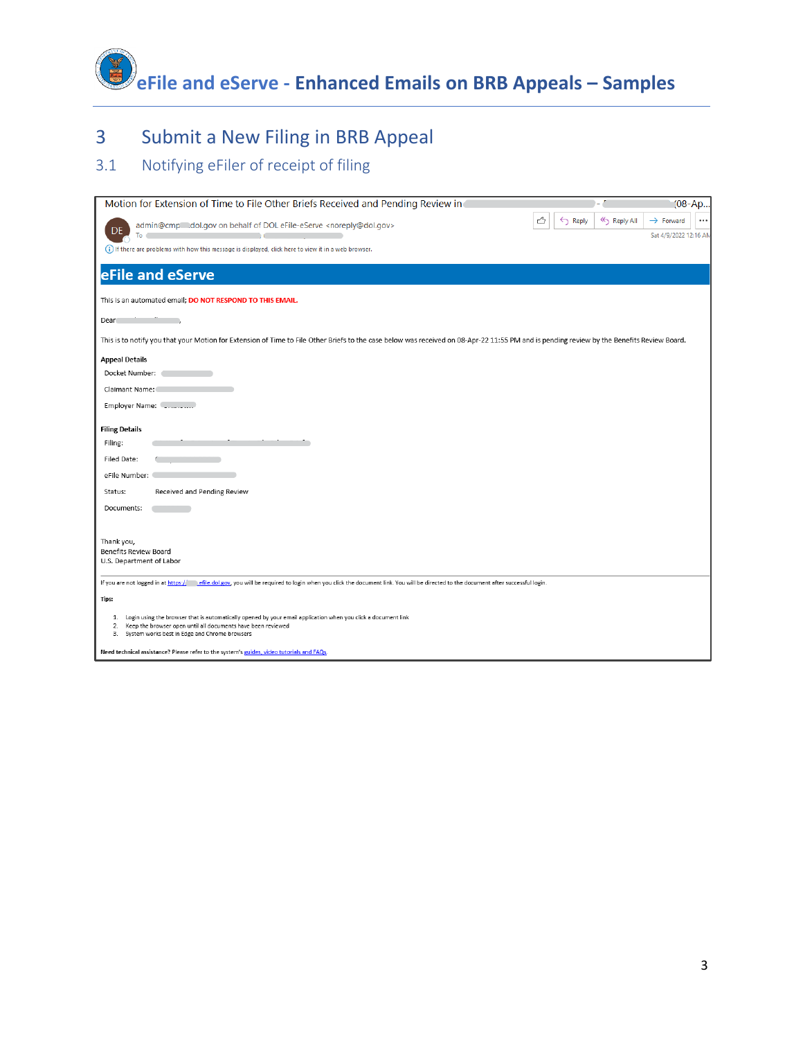## 3 Submit a New Filing in BRB Appeal

### 3.1 Notifying eFiler of receipt of filing

Motion for Extension of Time to File Other Briefs Received and Pending Review in - (08-Ap...

admin@cmp dol.gov on behalf of DOL eFile-eServe <noreply@dol.gov>

To

Sat 4/9/2022 12:16 AM

If there are problems with how this message is displayed, click here to view it in a web browser.

**eFile and eServe**

This is an automated email; **DO NOT RESPOND TO THIS EMAIL.**

Dear ,

This is to notify you that your Motion for Extension of Time to File Other Briefs to the case below was received on 08-Apr-22 11:55 PM and is pending review by the Benefits Review Board.

**Appeal Details**

Docket Number:

Claimant Name:

Employer Name:

**Filing Details**

Filing:

Filed Date:

eFile Number:

Status: Received and Pending Review

Documents:

Thank you,
Benefits Review Board
U.S. Department of Labor

If you are not logged in at https:// efile.dol.gov, you will be required to login when you click the document link. You will be directed to the document after successful login.

**Tips:**

1. Login using the browser that is automatically opened by your email application when you click a document link
2. Keep the browser open until all documents have been reviewed
3. System works best in Edge and Chrome browsers

**Need technical assistance?** Please refer to the system's guides, video tutorials and FAQs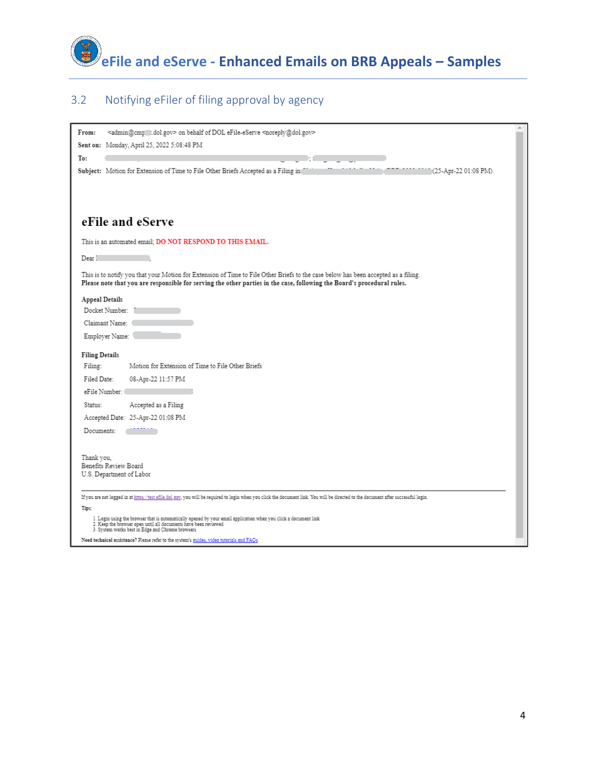## 3.2 Notifying eFiler of filing approval by agency

**From:** <admin@cmp .dol.gov> on behalf of DOL eFile-eServe <noreply@dol.gov>
**Sent on:** Monday, April 25, 2022 5:08:48 PM
**To:**
**Subject:** Motion for Extension of Time to File Other Briefs Accepted as a Filing in (25-Apr-22 01:08 PM)

# eFile and eServe

This is an automated email; **DO NOT RESPOND TO THIS EMAIL.**

Dear ,

This is to notify you that your Motion for Extension of Time to File Other Briefs to the case below has been accepted as a filing.
**Please note that you are responsible for serving the other parties in the case, following the Board's procedural rules.**

**Appeal Details**

Docket Number:
Claimant Name:
Employer Name:

**Filing Details**

| | |
|---|---|
| Filing: | Motion for Extension of Time to File Other Briefs |
| Filed Date: | 08-Apr-22 11:57 PM |
| eFile Number: | |
| Status: | Accepted as a Filing |
| Accepted Date: | 25-Apr-22 01:08 PM |
| Documents: | |

Thank you,
Benefits Review Board
U.S. Department of Labor

---

If you are not logged in at https://test.efile.dol.gov, you will be required to login when you click the document link. You will be directed to the document after successful login.

**Tips:**

1. Login using the browser that is automatically opened by your email application when you click a document link
2. Keep the browser open until all documents have been reviewed
3. System works best in Edge and Chrome browsers

**Need technical assistance?** Please refer to the system's guides, video tutorials and FAQs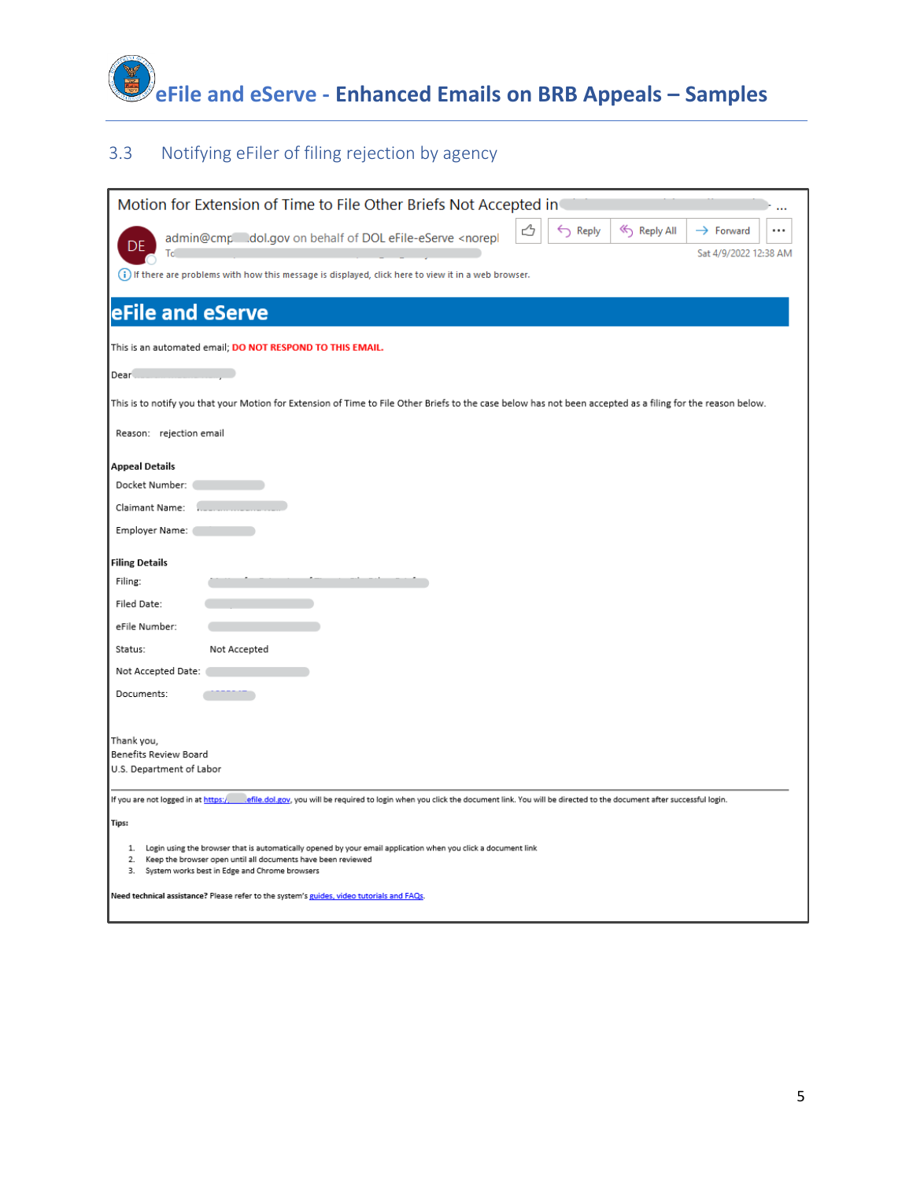## 3.3 Notifying eFiler of filing rejection by agency

Motion for Extension of Time to File Other Briefs Not Accepted in ...

admin@cmp dol.gov on behalf of DOL eFile-eServe <norepl

To

Reply | Reply All | Forward | ...

Sat 4/9/2022 12:38 AM

If there are problems with how this message is displayed, click here to view it in a web browser.

**eFile and eServe**

This is an automated email; **DO NOT RESPOND TO THIS EMAIL.**

Dear

This is to notify you that your Motion for Extension of Time to File Other Briefs to the case below has not been accepted as a filing for the reason below.

Reason: rejection email

**Appeal Details**

Docket Number:

Claimant Name:

Employer Name:

**Filing Details**

Filing:

Filed Date:

eFile Number:

Status: Not Accepted

Not Accepted Date:

Documents:

Thank you,
Benefits Review Board
U.S. Department of Labor

---

If you are not logged in at https:// efile.dol.gov, you will be required to login when you click the document link. You will be directed to the document after successful login.

**Tips:**

1. Login using the browser that is automatically opened by your email application when you click a document link
2. Keep the browser open until all documents have been reviewed
3. System works best in Edge and Chrome browsers

**Need technical assistance?** Please refer to the system's guides, video tutorials and FAQs.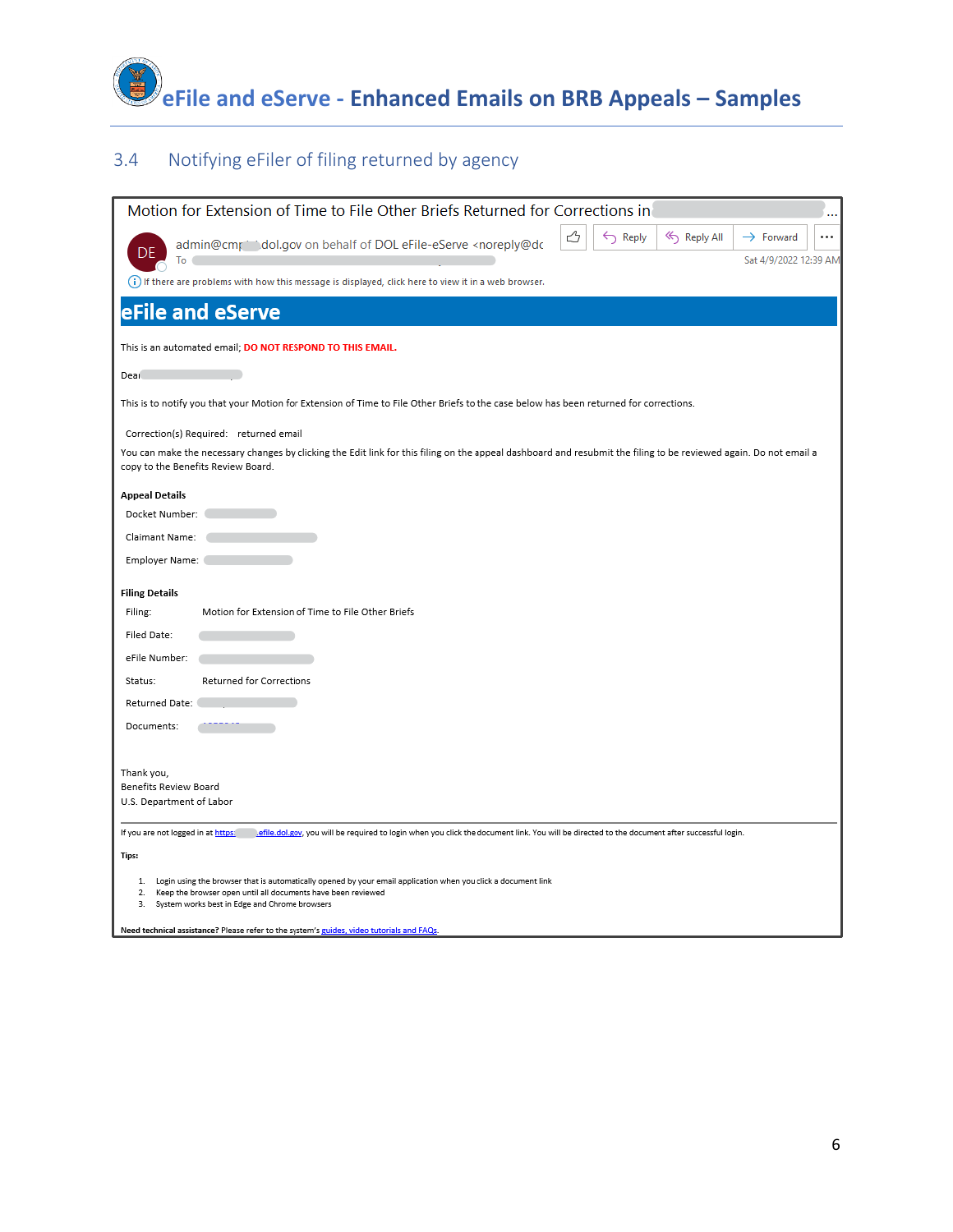## 3.4 Notifying eFiler of filing returned by agency

Motion for Extension of Time to File Other Briefs Returned for Corrections in ...

DE admin@cmp dol.gov on behalf of DOL eFile-eServe <noreply@dc

To

Reply | Reply All | Forward | ...

Sat 4/9/2022 12:39 AM

If there are problems with how this message is displayed, click here to view it in a web browser.

# eFile and eServe

This is an automated email; **DO NOT RESPOND TO THIS EMAIL.**

Dear

This is to notify you that your Motion for Extension of Time to File Other Briefs to the case below has been returned for corrections.

Correction(s) Required: returned email

You can make the necessary changes by clicking the Edit link for this filing on the appeal dashboard and resubmit the filing to be reviewed again. Do not email a copy to the Benefits Review Board.

**Appeal Details**

Docket Number:

Claimant Name:

Employer Name:

**Filing Details**

Filing: Motion for Extension of Time to File Other Briefs

Filed Date:

eFile Number:

Status: Returned for Corrections

Returned Date:

Documents:

Thank you,
Benefits Review Board
U.S. Department of Labor

If you are not logged in at https:// .efile.dol.gov, you will be required to login when you click the document link. You will be directed to the document after successful login.

**Tips:**

1. Login using the browser that is automatically opened by your email application when you click a document link
2. Keep the browser open until all documents have been reviewed
3. System works best in Edge and Chrome browsers

**Need technical assistance?** Please refer to the system's guides, video tutorials and FAQs.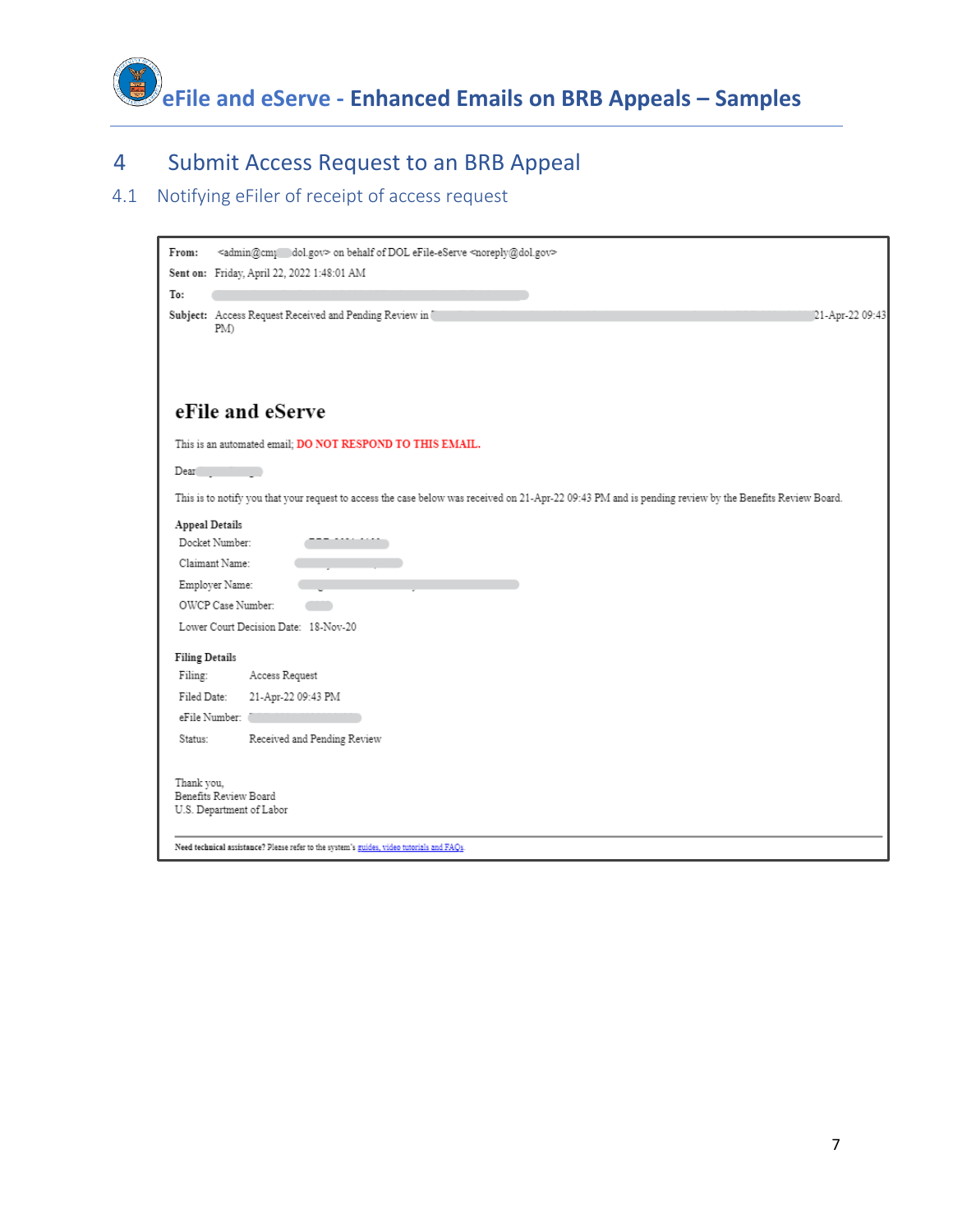## 4 Submit Access Request to an BRB Appeal

### 4.1 Notifying eFiler of receipt of access request

**From:** <admin@cm dol.gov> on behalf of DOL eFile-eServe <noreply@dol.gov>
**Sent on:** Friday, April 22, 2022 1:48:01 AM
**To:**
**Subject:** Access Request Received and Pending Review in 21-Apr-22 09:43 PM)

## eFile and eServe

This is an automated email; **DO NOT RESPOND TO THIS EMAIL.**

Dear

This is to notify you that your request to access the case below was received on 21-Apr-22 09:43 PM and is pending review by the Benefits Review Board.

**Appeal Details**

| | |
|---|---|
| Docket Number: | |
| Claimant Name: | |
| Employer Name: | |
| OWCP Case Number: | |
| Lower Court Decision Date: | 18-Nov-20 |

**Filing Details**

| | |
|---|---|
| Filing: | Access Request |
| Filed Date: | 21-Apr-22 09:43 PM |
| eFile Number: | |
| Status: | Received and Pending Review |

Thank you,
Benefits Review Board
U.S. Department of Labor

**Need technical assistance?** Please refer to the system's guides, video tutorials and FAQs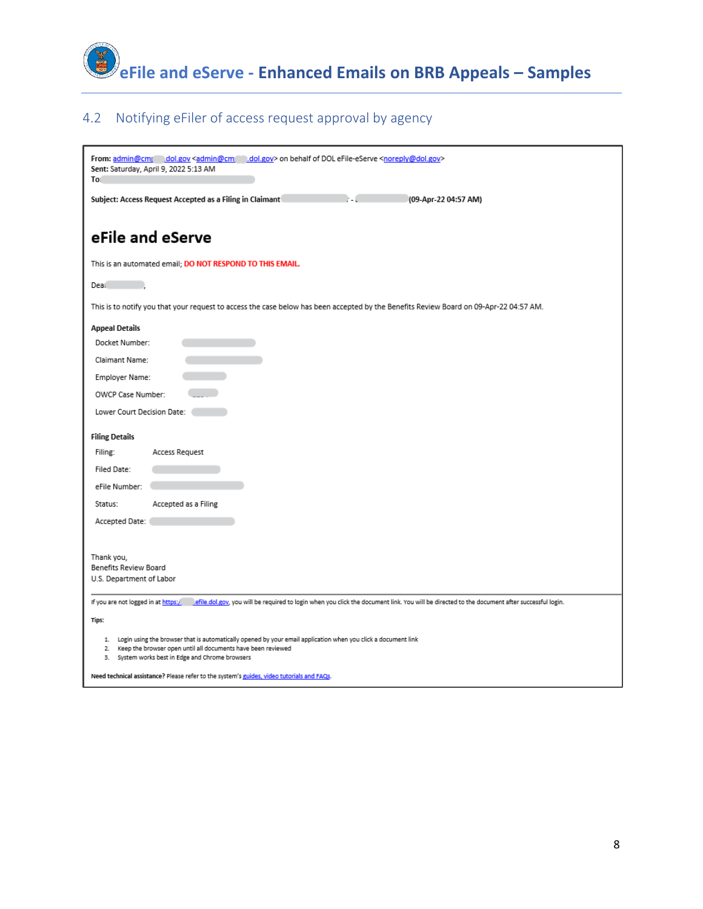## 4.2 Notifying eFiler of access request approval by agency

**From:** admin@cm dol.gov <admin@cm .dol.gov> on behalf of DOL eFile-eServe <noreply@dol.gov>
**Sent:** Saturday, April 9, 2022 5:13 AM
**To:**

**Subject: Access Request Accepted as a Filing in Claimant - (09-Apr-22 04:57 AM)**

# eFile and eServe

This is an automated email; **DO NOT RESPOND TO THIS EMAIL.**

Dear ,

This is to notify you that your request to access the case below has been accepted by the Benefits Review Board on 09-Apr-22 04:57 AM.

**Appeal Details**

| | |
|---|---|
| Docket Number: | |
| Claimant Name: | |
| Employer Name: | |
| OWCP Case Number: | |
| Lower Court Decision Date: | |

**Filing Details**

| | |
|---|---|
| Filing: | Access Request |
| Filed Date: | |
| eFile Number: | |
| Status: | Accepted as a Filing |
| Accepted Date: | |

Thank you,
Benefits Review Board
U.S. Department of Labor

---

If you are not logged in at https:// efile.dol.gov, you will be required to login when you click the document link. You will be directed to the document after successful login.

**Tips:**

1. Login using the browser that is automatically opened by your email application when you click a document link
2. Keep the browser open until all documents have been reviewed
3. System works best in Edge and Chrome browsers

**Need technical assistance?** Please refer to the system's guides, video tutorials and FAQs.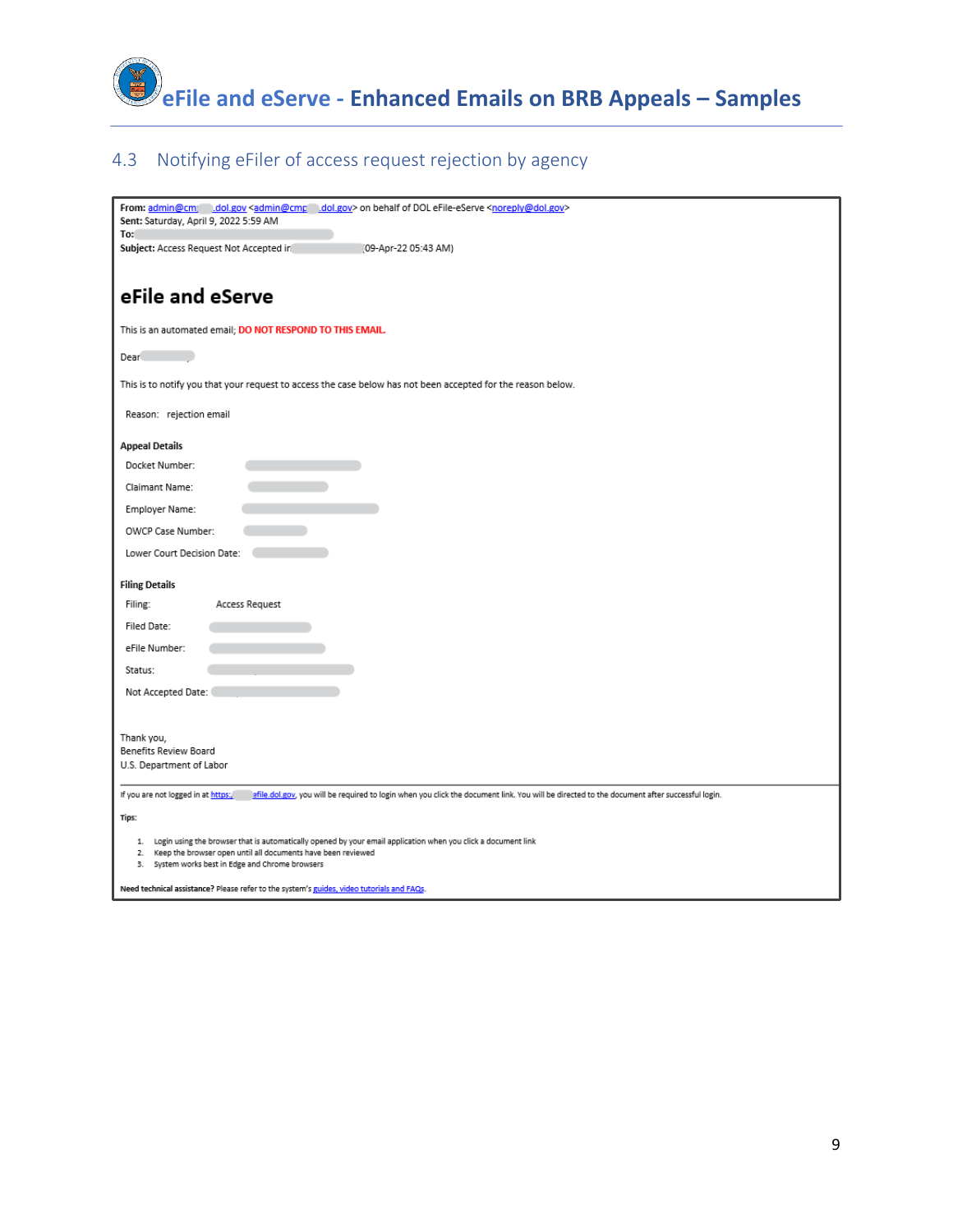## 4.3 Notifying eFiler of access request rejection by agency

**From:** admin@cm .dol.gov <admin@cmp .dol.gov> on behalf of DOL eFile-eServe <noreply@dol.gov>
**Sent:** Saturday, April 9, 2022 5:59 AM
**To:**
**Subject:** Access Request Not Accepted in (09-Apr-22 05:43 AM)

# eFile and eServe

This is an automated email; **DO NOT RESPOND TO THIS EMAIL.**

Dear ,

This is to notify you that your request to access the case below has not been accepted for the reason below.

Reason: rejection email

**Appeal Details**

Docket Number:

Claimant Name:

Employer Name:

OWCP Case Number:

Lower Court Decision Date:

**Filing Details**

Filing: Access Request

Filed Date:

eFile Number:

Status:

Not Accepted Date:

Thank you,
Benefits Review Board
U.S. Department of Labor

---

If you are not logged in at https:// efile.dol.gov, you will be required to login when you click the document link. You will be directed to the document after successful login.

**Tips:**

1. Login using the browser that is automatically opened by your email application when you click a document link
2. Keep the browser open until all documents have been reviewed
3. System works best in Edge and Chrome browsers

**Need technical assistance?** Please refer to the system's guides, video tutorials and FAQs.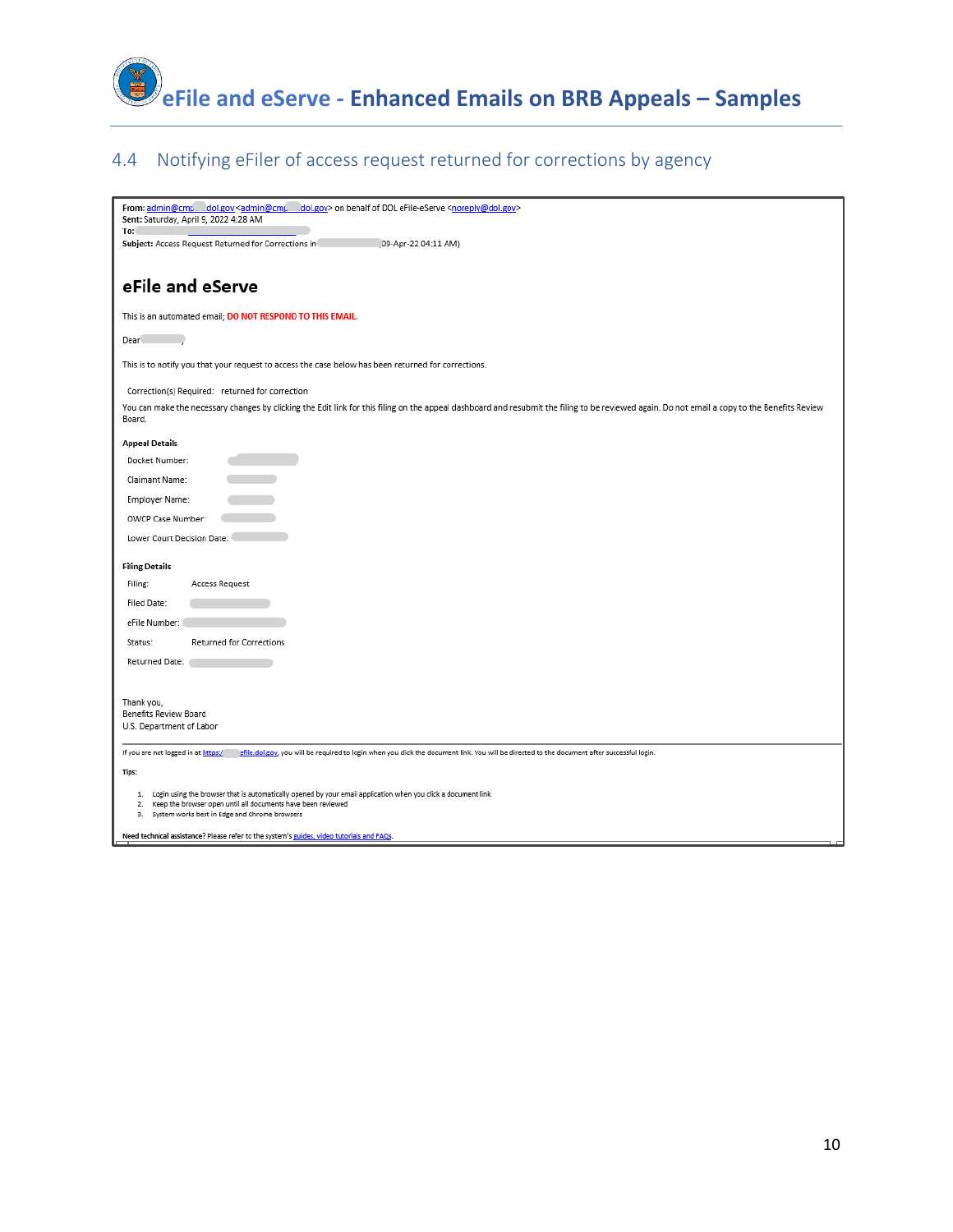## 4.4 Notifying eFiler of access request returned for corrections by agency

**From:** admin@cmp dol.gov <admin@cmp dol.gov> on behalf of DOL eFile-eServe <noreply@dol.gov>
**Sent:** Saturday, April 9, 2022 4:28 AM
**To:**
**Subject:** Access Request Returned for Corrections in (09-Apr-22 04:11 AM)

### eFile and eServe

This is an automated email; **DO NOT RESPOND TO THIS EMAIL.**

Dear ,

This is to notify you that your request to access the case below has been returned for corrections.

Correction(s) Required: returned for correction

You can make the necessary changes by clicking the Edit link for this filing on the appeal dashboard and resubmit the filing to be reviewed again. Do not email a copy to the Benefits Review Board.

**Appeal Details**

Docket Number:

Claimant Name:

Employer Name:

OWCP Case Number:

Lower Court Decision Date:

**Filing Details**

Filing: Access Request

Filed Date:

eFile Number:

Status: Returned for Corrections

Returned Date:

Thank you,
Benefits Review Board
U.S. Department of Labor

---

If you are not logged in at https:// efile.dol.gov, you will be required to login when you click the document link. You will be directed to the document after successful login.

**Tips:**

1. Login using the browser that is automatically opened by your email application when you click a document link
2. Keep the browser open until all documents have been reviewed
3. System works best in Edge and chrome browsers

**Need technical assistance?** Please refer to the system's guides, video tutorials and FAQs.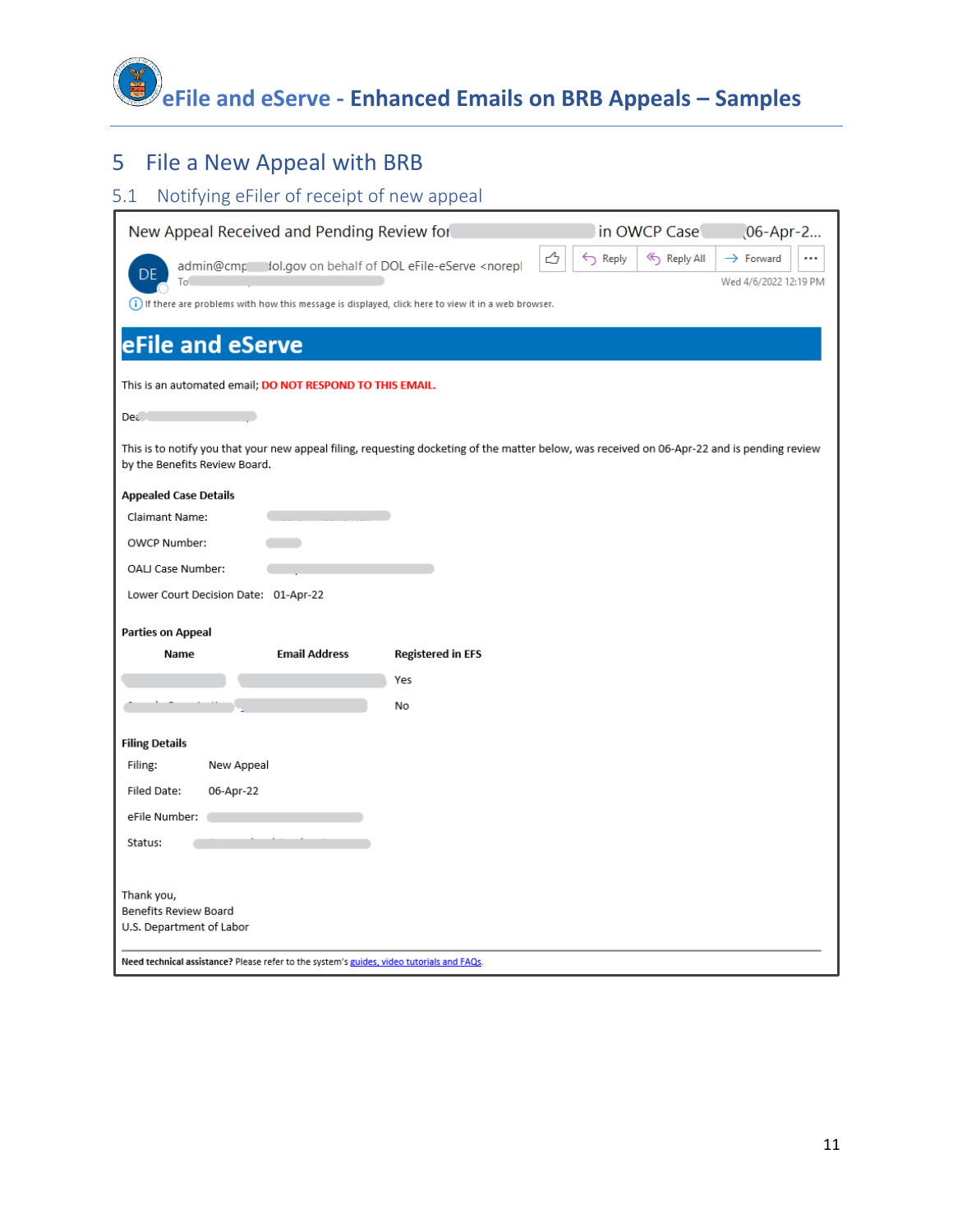## 5 File a New Appeal with BRB

### 5.1 Notifying eFiler of receipt of new appeal

New Appeal Received and Pending Review for in OWCP Case 06-Apr-2...

admin@cmp dol.gov on behalf of DOL eFile-eServe <norepl

To

Reply | Reply All | Forward | ...

Wed 4/6/2022 12:19 PM

If there are problems with how this message is displayed, click here to view it in a web browser.

# eFile and eServe

This is an automated email; **DO NOT RESPOND TO THIS EMAIL.**

Dear ,

This is to notify you that your new appeal filing, requesting docketing of the matter below, was received on 06-Apr-22 and is pending review by the Benefits Review Board.

**Appealed Case Details**

| | |
|---|---|
| Claimant Name: | |
| OWCP Number: | |
| OALJ Case Number: | |
| Lower Court Decision Date: | 01-Apr-22 |

**Parties on Appeal**

| Name | Email Address | Registered in EFS |
|---|---|---|
| | | Yes |
| | | No |

**Filing Details**

| | |
|---|---|
| Filing: | New Appeal |
| Filed Date: | 06-Apr-22 |
| eFile Number: | |
| Status: | |

Thank you,
Benefits Review Board
U.S. Department of Labor

**Need technical assistance?** Please refer to the system's guides, video tutorials and FAQs.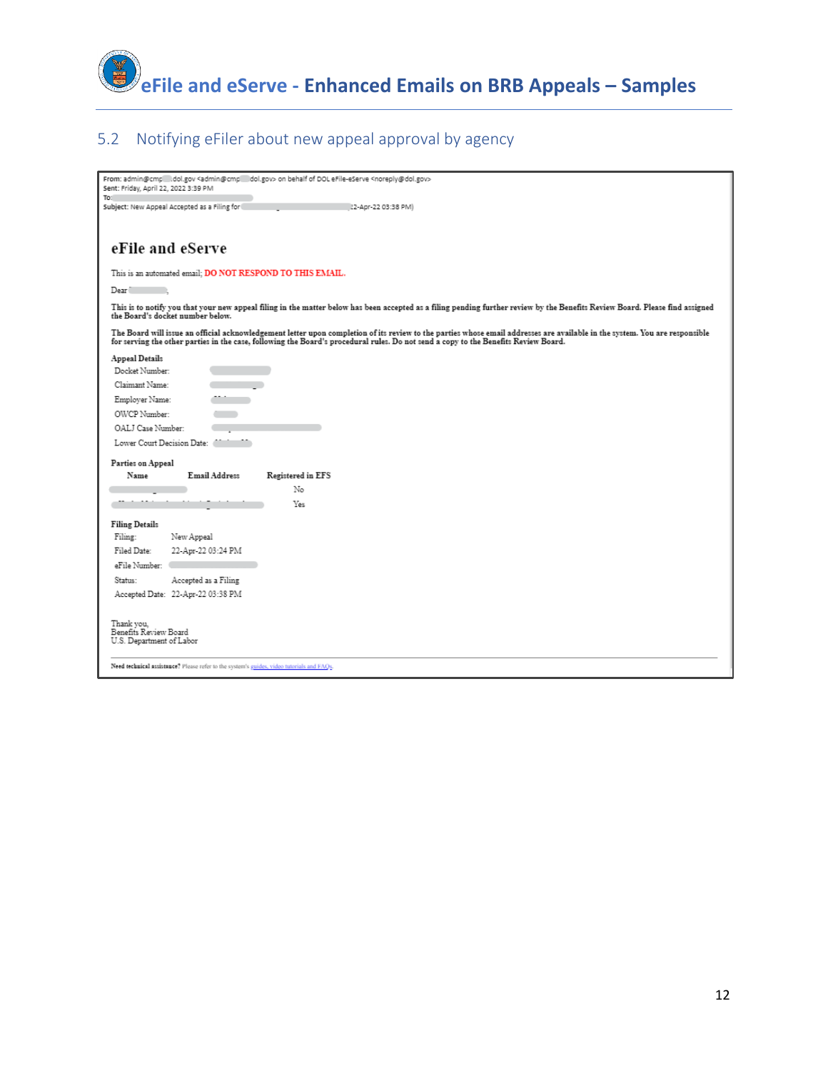## 5.2 Notifying eFiler about new appeal approval by agency

From: admin@cmp dol.gov <admin@cmp dol.gov> on behalf of DOL eFile-eServe <noreply@dol.gov>
Sent: Friday, April 22, 2022 3:39 PM
To:
Subject: New Appeal Accepted as a Filing for 22-Apr-22 03:38 PM)

### eFile and eServe

This is an automated email; **DO NOT RESPOND TO THIS EMAIL.**

Dear ,

**This is to notify you that your new appeal filing in the matter below has been accepted as a filing pending further review by the Benefits Review Board. Please find assigned the Board's docket number below.**

**The Board will issue an official acknowledgement letter upon completion of its review to the parties whose email addresses are available in the system. You are responsible for serving the other parties in the case, following the Board's procedural rules. Do not send a copy to the Benefits Review Board.**

**Appeal Details**

| | |
|---|---|
| Docket Number: | |
| Claimant Name: | |
| Employer Name: | |
| OWCP Number: | |
| OALJ Case Number: | |
| Lower Court Decision Date: | |

**Parties on Appeal**

| Name | Email Address | Registered in EFS |
|---|---|---|
| | | No |
| | | Yes |

**Filing Details**

| | |
|---|---|
| Filing: | New Appeal |
| Filed Date: | 22-Apr-22 03:24 PM |
| eFile Number: | |
| Status: | Accepted as a Filing |
| Accepted Date: | 22-Apr-22 03:38 PM |

Thank you,
Benefits Review Board
U.S. Department of Labor

**Need technical assistance?** Please refer to the system's guides, video tutorials and FAQs.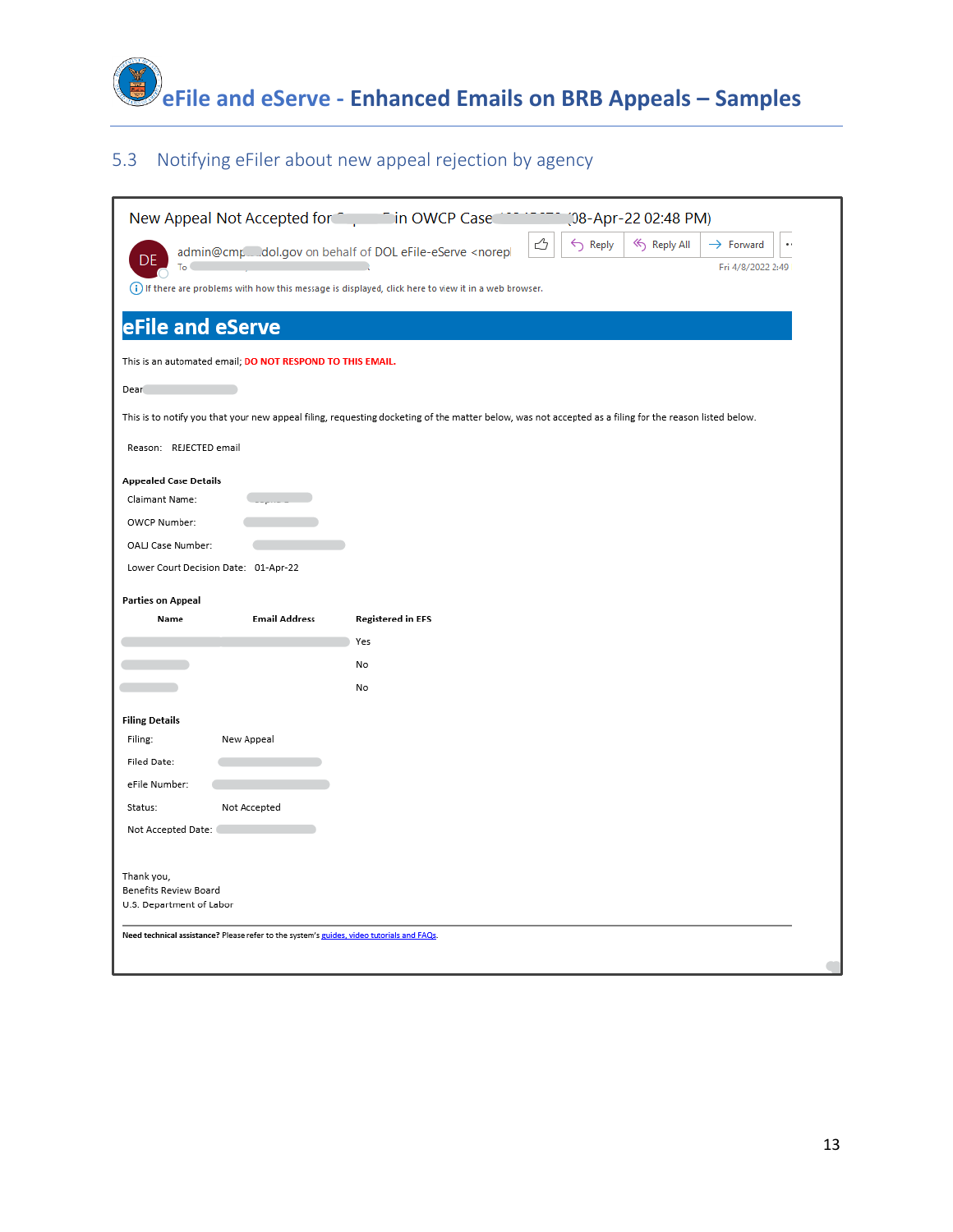# eFile and eServe - Enhanced Emails on BRB Appeals – Samples

## 5.3 Notifying eFiler about new appeal rejection by agency

New Appeal Not Accepted for in OWCP Case (08-Apr-22 02:48 PM)

DE admin@cmp dol.gov on behalf of DOL eFile-eServe <norepl

To

Reply | Reply All | Forward

Fri 4/8/2022 2:49

If there are problems with how this message is displayed, click here to view it in a web browser.

**eFile and eServe**

This is an automated email; **DO NOT RESPOND TO THIS EMAIL.**

Dear

This is to notify you that your new appeal filing, requesting docketing of the matter below, was not accepted as a filing for the reason listed below.

Reason: REJECTED email

**Appealed Case Details**

Claimant Name:

OWCP Number:

OALJ Case Number:

Lower Court Decision Date: 01-Apr-22

**Parties on Appeal**

| Name | Email Address | Registered in EFS |
|---|---|---|
| | | Yes |
| | | No |
| | | No |

**Filing Details**

Filing: New Appeal

Filed Date:

eFile Number:

Status: Not Accepted

Not Accepted Date:

Thank you,
Benefits Review Board
U.S. Department of Labor

**Need technical assistance?** Please refer to the system's guides, video tutorials and FAQs.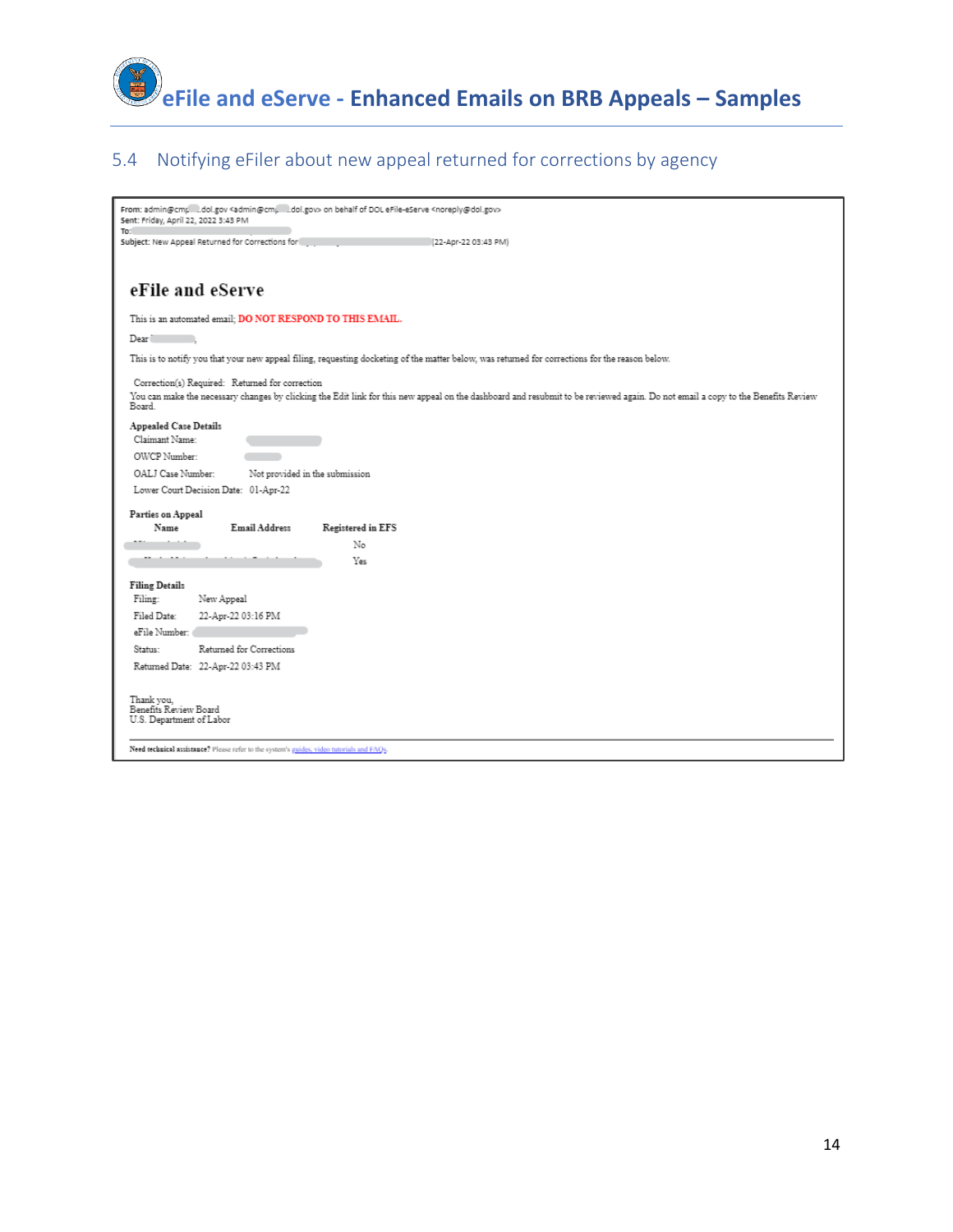## 5.4 Notifying eFiler about new appeal returned for corrections by agency

**From:** admin@cmp .dol.gov <admin@cmp .dol.gov> on behalf of DOL eFile-eServe <noreply@dol.gov>
**Sent:** Friday, April 22, 2022 3:43 PM
**To:**
**Subject:** New Appeal Returned for Corrections for (22-Apr-22 03:43 PM)

# eFile and eServe

This is an automated email; **DO NOT RESPOND TO THIS EMAIL.**

Dear ,

This is to notify you that your new appeal filing, requesting docketing of the matter below, was returned for corrections for the reason below.

Correction(s) Required: Returned for correction
You can make the necessary changes by clicking the Edit link for this new appeal on the dashboard and resubmit to be reviewed again. Do not email a copy to the Benefits Review Board.

**Appealed Case Details**

| | |
|---|---|
| Claimant Name: | |
| OWCP Number: | |
| OALJ Case Number: | Not provided in the submission |
| Lower Court Decision Date: | 01-Apr-22 |

**Parties on Appeal**

| Name | Email Address | Registered in EFS |
|---|---|---|
| | | No |
| | | Yes |

**Filing Details**

| | |
|---|---|
| Filing: | New Appeal |
| Filed Date: | 22-Apr-22 03:16 PM |
| eFile Number: | |
| Status: | Returned for Corrections |
| Returned Date: | 22-Apr-22 03:43 PM |

Thank you,
Benefits Review Board
U.S. Department of Labor

**Need technical assistance?** Please refer to the system's guides, video tutorials and FAQs.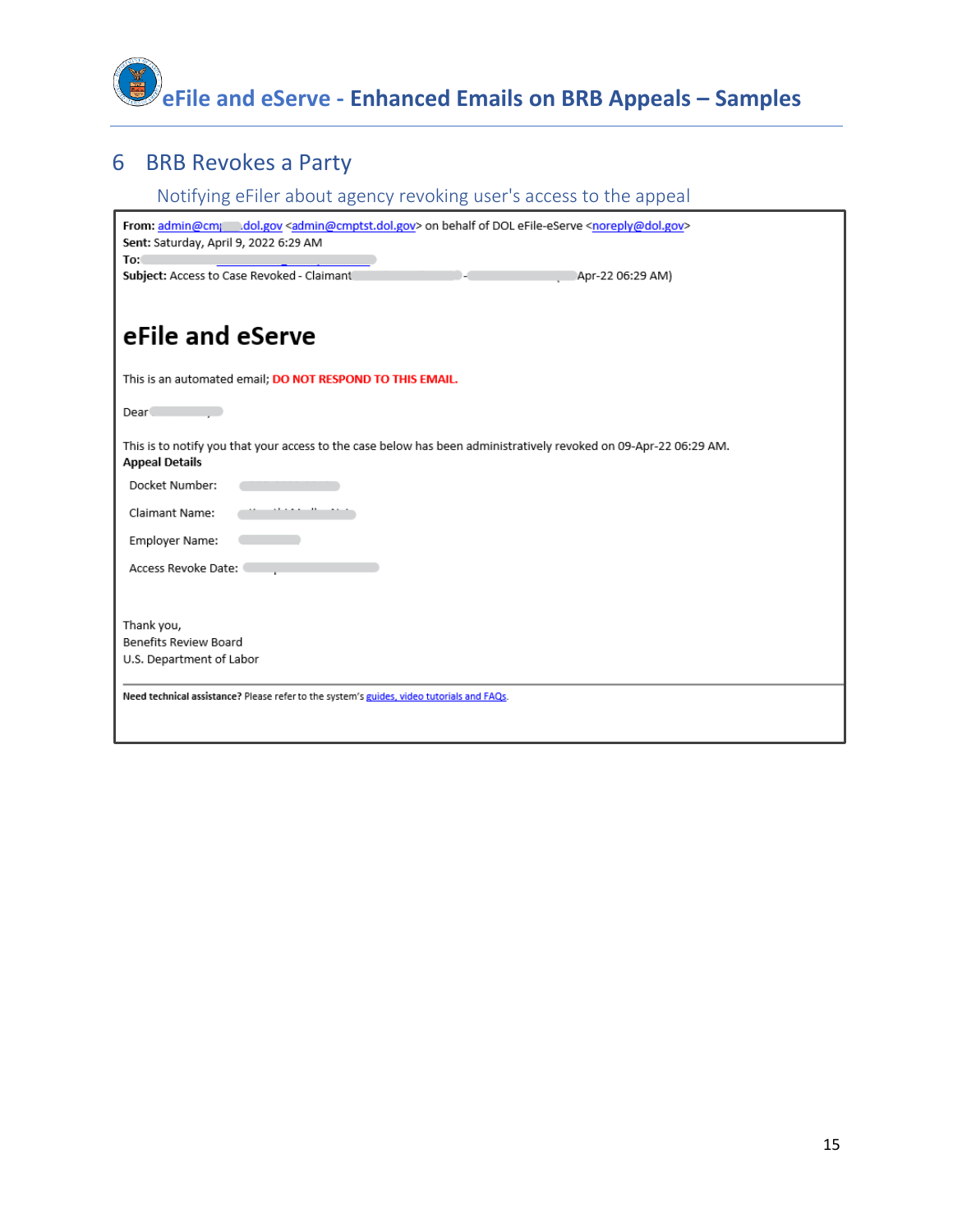## 6 BRB Revokes a Party

Notifying eFiler about agency revoking user's access to the appeal

**From:** admin@cmp.dol.gov <admin@cmptst.dol.gov> on behalf of DOL eFile-eServe <noreply@dol.gov>
**Sent:** Saturday, April 9, 2022 6:29 AM
**To:**
**Subject:** Access to Case Revoked - Claimant - Apr-22 06:29 AM)

# eFile and eServe

This is an automated email; **DO NOT RESPOND TO THIS EMAIL.**

Dear ,

This is to notify you that your access to the case below has been administratively revoked on 09-Apr-22 06:29 AM.

**Appeal Details**

| | |
|---|---|
| Docket Number: | |
| Claimant Name: | |
| Employer Name: | |
| Access Revoke Date: | |

Thank you,
Benefits Review Board
U.S. Department of Labor

**Need technical assistance?** Please refer to the system's guides, video tutorials and FAQs.